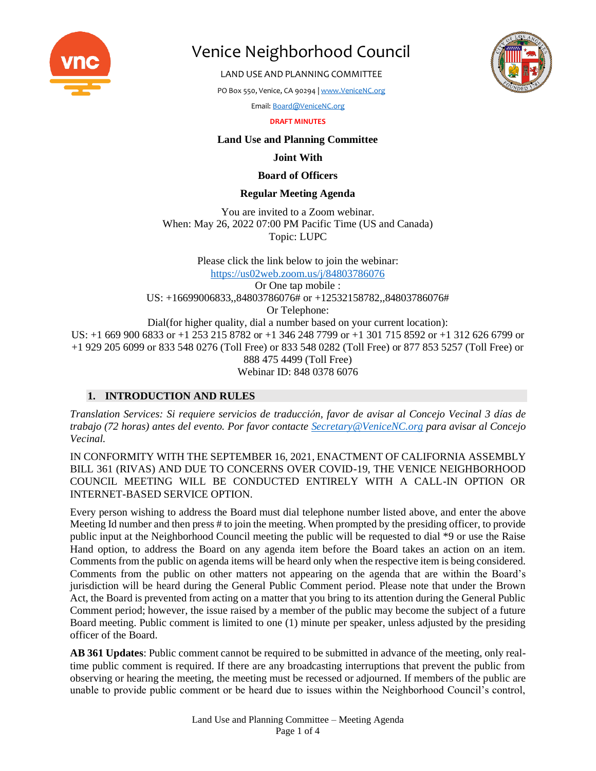# Venice Neighborhood Council

LAND USE AND PLANNING COMMITTEE

PO Box 550, Venice, CA 90294 | www.VeniceNC.org

Email: Board@VeniceNC.org

**DRAFT MINUTES**

**Land Use and Planning Committee**

**Joint With**

**Board of Officers**

**Regular Meeting Agenda**

You are invited to a Zoom webinar.
When: May 26, 2022 07:00 PM Pacific Time (US and Canada)
Topic: LUPC

Please click the link below to join the webinar:
https://us02web.zoom.us/j/84803786076
Or One tap mobile :
US: +16699006833,,84803786076# or +12532158782,,84803786076#
Or Telephone:
Dial(for higher quality, dial a number based on your current location):
US: +1 669 900 6833 or +1 253 215 8782 or +1 346 248 7799 or +1 301 715 8592 or +1 312 626 6799 or +1 929 205 6099 or 833 548 0276 (Toll Free) or 833 548 0282 (Toll Free) or 877 853 5257 (Toll Free) or 888 475 4499 (Toll Free)
Webinar ID: 848 0378 6076

## 1. INTRODUCTION AND RULES

*Translation Services: Si requiere servicios de traducción, favor de avisar al Concejo Vecinal 3 días de trabajo (72 horas) antes del evento. Por favor contacte Secretary@VeniceNC.org para avisar al Concejo Vecinal.*

IN CONFORMITY WITH THE SEPTEMBER 16, 2021, ENACTMENT OF CALIFORNIA ASSEMBLY BILL 361 (RIVAS) AND DUE TO CONCERNS OVER COVID-19, THE VENICE NEIGHBORHOOD COUNCIL MEETING WILL BE CONDUCTED ENTIRELY WITH A CALL-IN OPTION OR INTERNET-BASED SERVICE OPTION.

Every person wishing to address the Board must dial telephone number listed above, and enter the above Meeting Id number and then press # to join the meeting. When prompted by the presiding officer, to provide public input at the Neighborhood Council meeting the public will be requested to dial *9 or use the Raise Hand option, to address the Board on any agenda item before the Board takes an action on an item. Comments from the public on agenda items will be heard only when the respective item is being considered. Comments from the public on other matters not appearing on the agenda that are within the Board's jurisdiction will be heard during the General Public Comment period. Please note that under the Brown Act, the Board is prevented from acting on a matter that you bring to its attention during the General Public Comment period; however, the issue raised by a member of the public may become the subject of a future Board meeting. Public comment is limited to one (1) minute per speaker, unless adjusted by the presiding officer of the Board.

**AB 361 Updates**: Public comment cannot be required to be submitted in advance of the meeting, only real-time public comment is required. If there are any broadcasting interruptions that prevent the public from observing or hearing the meeting, the meeting must be recessed or adjourned. If members of the public are unable to provide public comment or be heard due to issues within the Neighborhood Council's control,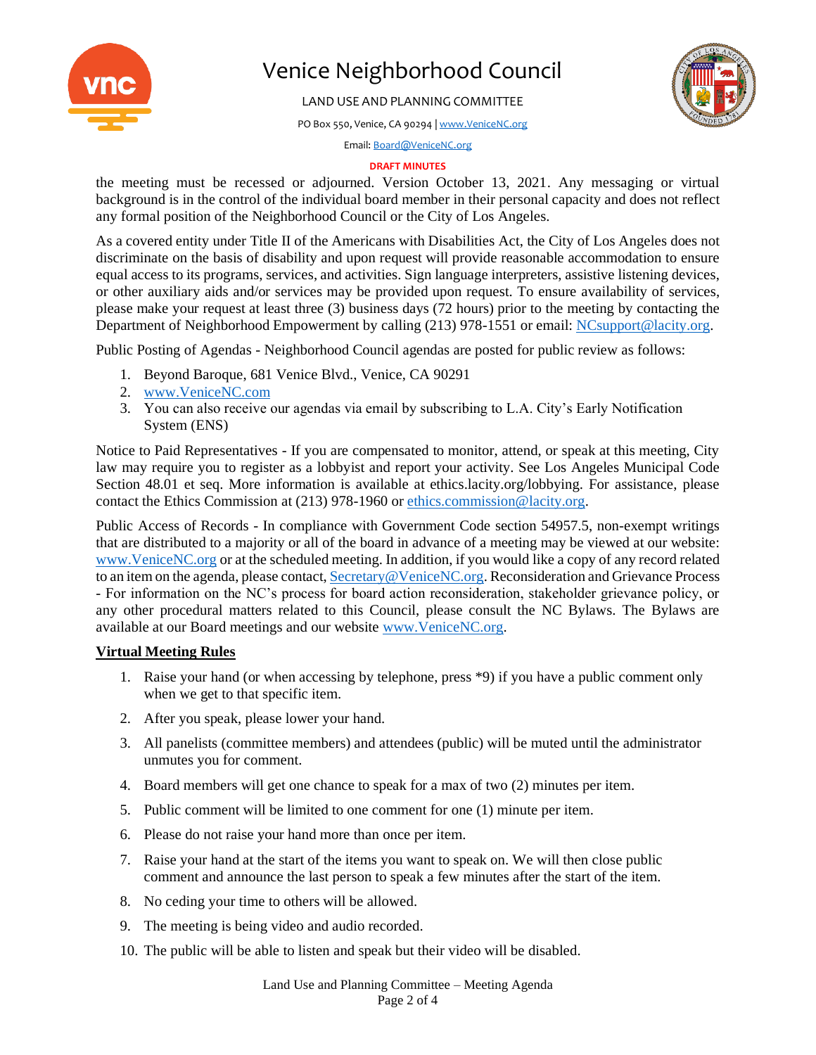the meeting must be recessed or adjourned. Version October 13, 2021. Any messaging or virtual background is in the control of the individual board member in their personal capacity and does not reflect any formal position of the Neighborhood Council or the City of Los Angeles.

As a covered entity under Title II of the Americans with Disabilities Act, the City of Los Angeles does not discriminate on the basis of disability and upon request will provide reasonable accommodation to ensure equal access to its programs, services, and activities. Sign language interpreters, assistive listening devices, or other auxiliary aids and/or services may be provided upon request. To ensure availability of services, please make your request at least three (3) business days (72 hours) prior to the meeting by contacting the Department of Neighborhood Empowerment by calling (213) 978-1551 or email: NCsupport@lacity.org.

Public Posting of Agendas - Neighborhood Council agendas are posted for public review as follows:

1. Beyond Baroque, 681 Venice Blvd., Venice, CA 90291
2. www.VeniceNC.com
3. You can also receive our agendas via email by subscribing to L.A. City's Early Notification System (ENS)

Notice to Paid Representatives - If you are compensated to monitor, attend, or speak at this meeting, City law may require you to register as a lobbyist and report your activity. See Los Angeles Municipal Code Section 48.01 et seq. More information is available at ethics.lacity.org/lobbying. For assistance, please contact the Ethics Commission at (213) 978-1960 or ethics.commission@lacity.org.

Public Access of Records - In compliance with Government Code section 54957.5, non-exempt writings that are distributed to a majority or all of the board in advance of a meeting may be viewed at our website: www.VeniceNC.org or at the scheduled meeting. In addition, if you would like a copy of any record related to an item on the agenda, please contact, Secretary@VeniceNC.org. Reconsideration and Grievance Process - For information on the NC's process for board action reconsideration, stakeholder grievance policy, or any other procedural matters related to this Council, please consult the NC Bylaws. The Bylaws are available at our Board meetings and our website www.VeniceNC.org.

**Virtual Meeting Rules**

1. Raise your hand (or when accessing by telephone, press *9) if you have a public comment only when we get to that specific item.
2. After you speak, please lower your hand.
3. All panelists (committee members) and attendees (public) will be muted until the administrator unmutes you for comment.
4. Board members will get one chance to speak for a max of two (2) minutes per item.
5. Public comment will be limited to one comment for one (1) minute per item.
6. Please do not raise your hand more than once per item.
7. Raise your hand at the start of the items you want to speak on. We will then close public comment and announce the last person to speak a few minutes after the start of the item.
8. No ceding your time to others will be allowed.
9. The meeting is being video and audio recorded.
10. The public will be able to listen and speak but their video will be disabled.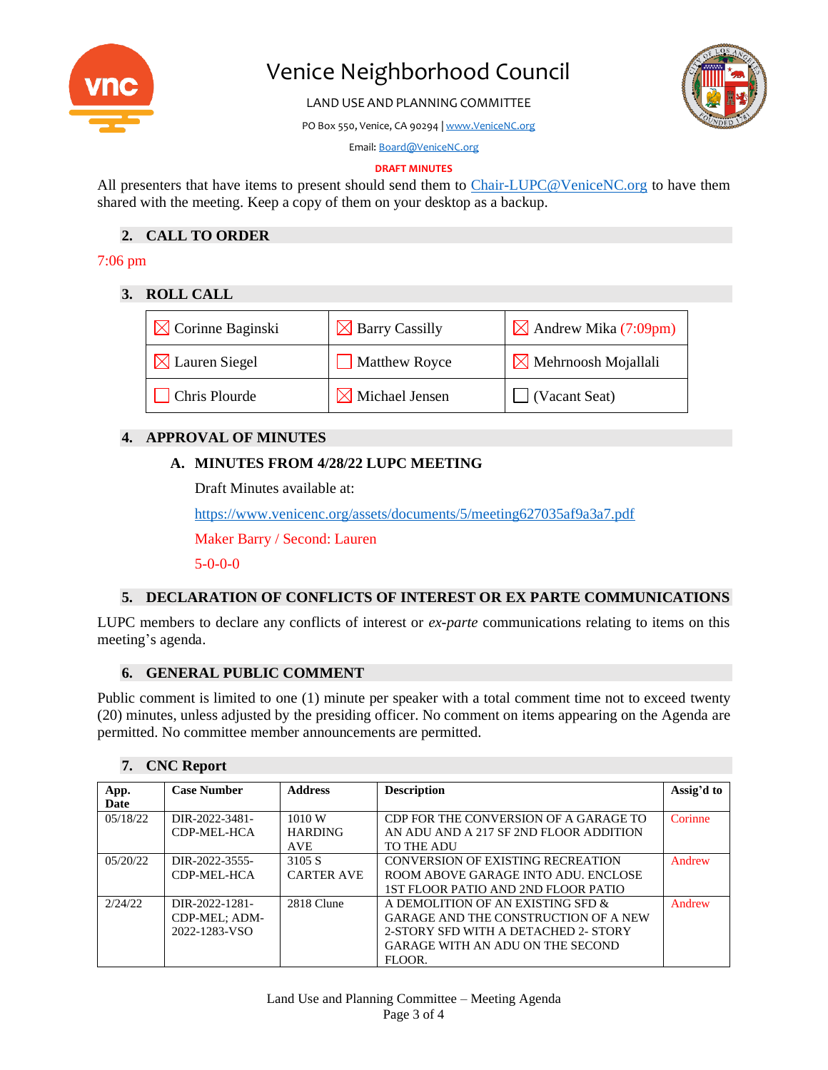# Venice Neighborhood Council

LAND USE AND PLANNING COMMITTEE

PO Box 550, Venice, CA 90294 | www.VeniceNC.org

Email: Board@VeniceNC.org

**DRAFT MINUTES**

All presenters that have items to present should send them to Chair-LUPC@VeniceNC.org to have them shared with the meeting. Keep a copy of them on your desktop as a backup.

## 2. CALL TO ORDER

7:06 pm

## 3. ROLL CALL

| | | |
|---|---|---|
| ☒ Corinne Baginski | ☒ Barry Cassilly | ☒ Andrew Mika (7:09pm) |
| ☒ Lauren Siegel | ☐ Matthew Royce | ☒ Mehrnoosh Mojallali |
| ☐ Chris Plourde | ☒ Michael Jensen | ☐ (Vacant Seat) |

## 4. APPROVAL OF MINUTES

### A. MINUTES FROM 4/28/22 LUPC MEETING

Draft Minutes available at:

https://www.venicenc.org/assets/documents/5/meeting627035af9a3a7.pdf

Maker Barry / Second: Lauren

5-0-0-0

## 5. DECLARATION OF CONFLICTS OF INTEREST OR EX PARTE COMMUNICATIONS

LUPC members to declare any conflicts of interest or *ex-parte* communications relating to items on this meeting's agenda.

## 6. GENERAL PUBLIC COMMENT

Public comment is limited to one (1) minute per speaker with a total comment time not to exceed twenty (20) minutes, unless adjusted by the presiding officer. No comment on items appearing on the Agenda are permitted. No committee member announcements are permitted.

## 7. CNC Report

| App. Date | Case Number | Address | Description | Assig'd to |
|---|---|---|---|---|
| 05/18/22 | DIR-2022-3481-CDP-MEL-HCA | 1010 W HARDING AVE | CDP FOR THE CONVERSION OF A GARAGE TO AN ADU AND A 217 SF 2ND FLOOR ADDITION TO THE ADU | Corinne |
| 05/20/22 | DIR-2022-3555-CDP-MEL-HCA | 3105 S CARTER AVE | CONVERSION OF EXISTING RECREATION ROOM ABOVE GARAGE INTO ADU. ENCLOSE 1ST FLOOR PATIO AND 2ND FLOOR PATIO | Andrew |
| 2/24/22 | DIR-2022-1281-CDP-MEL; ADM-2022-1283-VSO | 2818 Clune | A DEMOLITION OF AN EXISTING SFD & GARAGE AND THE CONSTRUCTION OF A NEW 2-STORY SFD WITH A DETACHED 2- STORY GARAGE WITH AN ADU ON THE SECOND FLOOR. | Andrew |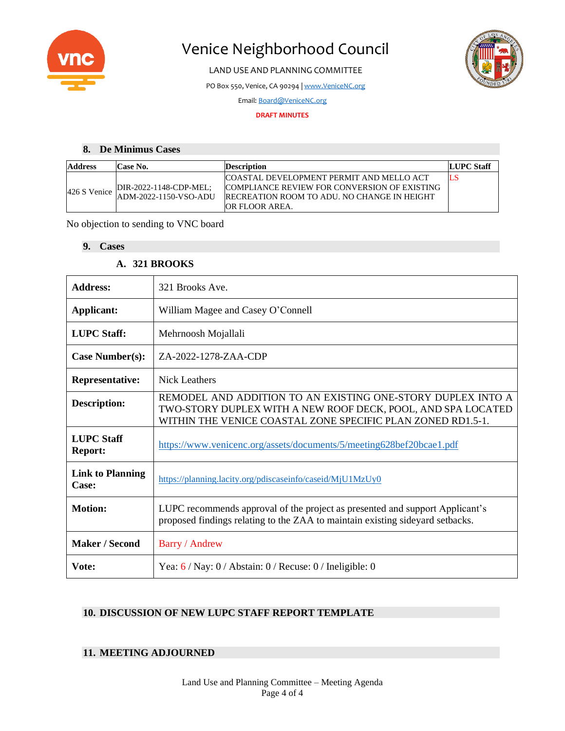# Venice Neighborhood Council

LAND USE AND PLANNING COMMITTEE

PO Box 550, Venice, CA 90294 | www.VeniceNC.org

Email: Board@VeniceNC.org

**DRAFT MINUTES**

## 8. De Minimus Cases

| Address | Case No. | Description | LUPC Staff |
|---|---|---|---|
| 426 S Venice | DIR-2022-1148-CDP-MEL; ADM-2022-1150-VSO-ADU | COASTAL DEVELOPMENT PERMIT AND MELLO ACT COMPLIANCE REVIEW FOR CONVERSION OF EXISTING RECREATION ROOM TO ADU. NO CHANGE IN HEIGHT OR FLOOR AREA. | LS |

No objection to sending to VNC board

## 9. Cases

### A. 321 BROOKS

| | |
|---|---|
| **Address:** | 321 Brooks Ave. |
| **Applicant:** | William Magee and Casey O'Connell |
| **LUPC Staff:** | Mehrnoosh Mojallali |
| **Case Number(s):** | ZA-2022-1278-ZAA-CDP |
| **Representative:** | Nick Leathers |
| **Description:** | REMODEL AND ADDITION TO AN EXISTING ONE-STORY DUPLEX INTO A TWO-STORY DUPLEX WITH A NEW ROOF DECK, POOL, AND SPA LOCATED WITHIN THE VENICE COASTAL ZONE SPECIFIC PLAN ZONED RD1.5-1. |
| **LUPC Staff Report:** | https://www.venicenc.org/assets/documents/5/meeting628bef20bcae1.pdf |
| **Link to Planning Case:** | https://planning.lacity.org/pdiscaseinfo/caseid/MjU1MzUy0 |
| **Motion:** | LUPC recommends approval of the project as presented and support Applicant's proposed findings relating to the ZAA to maintain existing sideyard setbacks. |
| **Maker / Second** | Barry / Andrew |
| **Vote:** | Yea: 6 / Nay: 0 / Abstain: 0 / Recuse: 0 / Ineligible: 0 |

## 10. DISCUSSION OF NEW LUPC STAFF REPORT TEMPLATE

## 11. MEETING ADJOURNED